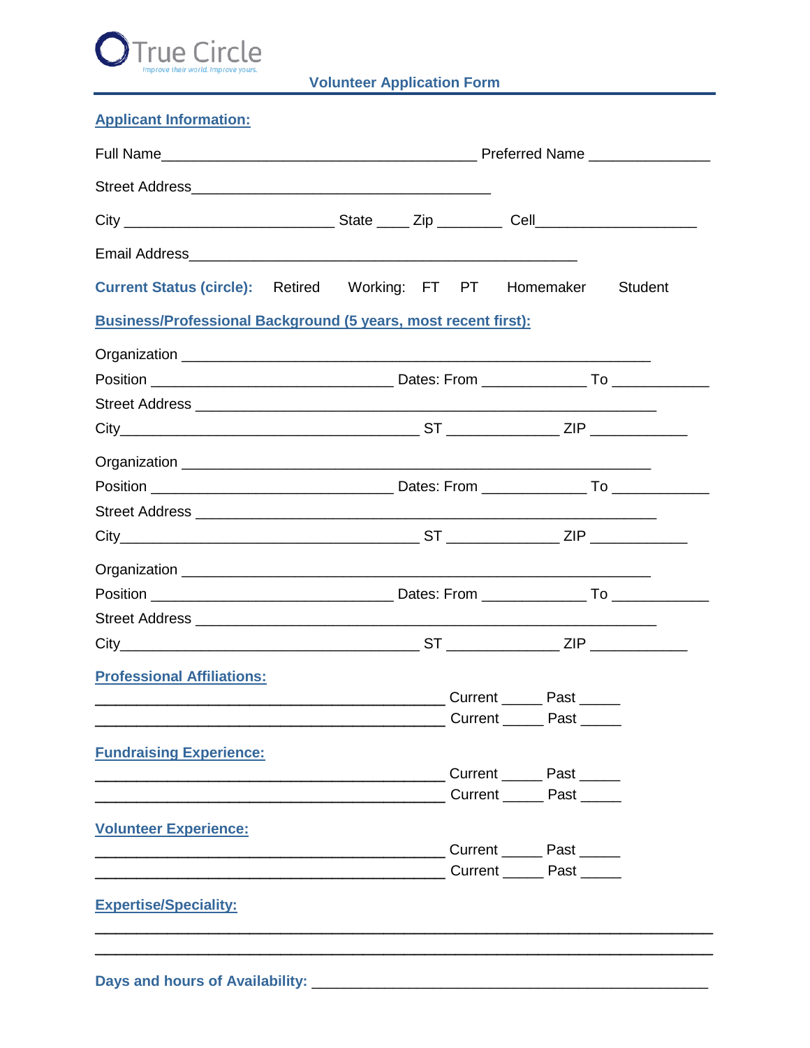True Circle
*Improve their world. Improve yours.*

# Volunteer Application Form

## Applicant Information:

Full Name________________________________________ Preferred Name ______________

Street Address______________________________________

City ___________________________ State ____ Zip ________ Cell____________________

Email Address__________________________________________________

**Current Status (circle):** Retired Working: FT PT Homemaker Student

## Business/Professional Background (5 years, most recent first):

Organization ____________________________________________________________

Position _______________________________ Dates: From _____________ To ____________

Street Address ___________________________________________________________

City_______________________________________ ST ______________ ZIP ____________

Organization ____________________________________________________________

Position _______________________________ Dates: From _____________ To ____________

Street Address ___________________________________________________________

City_______________________________________ ST ______________ ZIP ____________

Organization ____________________________________________________________

Position _______________________________ Dates: From _____________ To ____________

Street Address ___________________________________________________________

City_______________________________________ ST ______________ ZIP ____________

## Professional Affiliations:

_____________________________________________ Current _____ Past _____

_____________________________________________ Current _____ Past _____

## Fundraising Experience:

_____________________________________________ Current _____ Past _____

_____________________________________________ Current _____ Past _____

## Volunteer Experience:

_____________________________________________ Current _____ Past _____

_____________________________________________ Current _____ Past _____

## Expertise/Speciality:

________________________________________________________________________________

________________________________________________________________________________

**Days and hours of Availability:** ___________________________________________________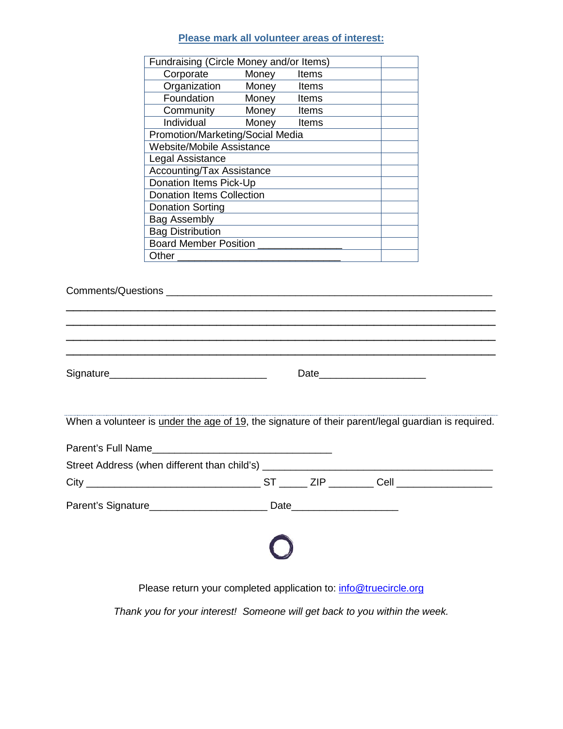## Please mark all volunteer areas of interest:

| | | | |
|---|---|---|---|
| Fundraising (Circle Money and/or Items) | | | |
| Corporate | Money | Items | |
| Organization | Money | Items | |
| Foundation | Money | Items | |
| Community | Money | Items | |
| Individual | Money | Items | |
| Promotion/Marketing/Social Media | | | |
| Website/Mobile Assistance | | | |
| Legal Assistance | | | |
| Accounting/Tax Assistance | | | |
| Donation Items Pick-Up | | | |
| Donation Items Collection | | | |
| Donation Sorting | | | |
| Bag Assembly | | | |
| Bag Distribution | | | |
| Board Member Position _______________ | | | |
| Other ______________________________ | | | |

Comments/Questions ___________________________________________________________

_____________________________________________________________________________

_____________________________________________________________________________

_____________________________________________________________________________

_____________________________________________________________________________

Signature____________________________ Date___________________

When a volunteer is under the age of 19, the signature of their parent/legal guardian is required.

Parent's Full Name________________________________

Street Address (when different than child's) ________________________________________

City _______________________________ ST _____ ZIP ________ Cell _________________

Parent's Signature_____________________ Date___________________

Please return your completed application to: info@truecircle.org

*Thank you for your interest! Someone will get back to you within the week.*